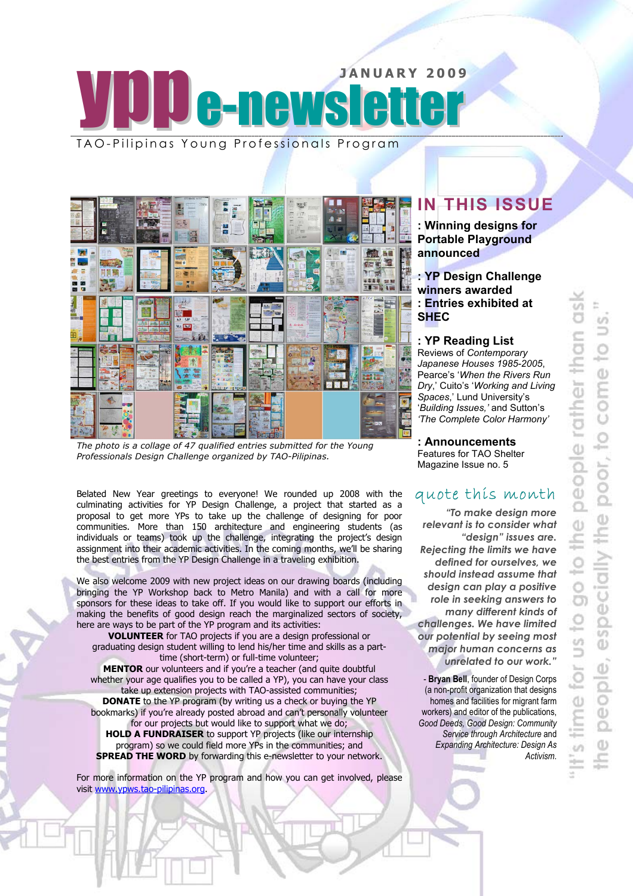# ypp e-newsletter

**JANUARY 2009**

TAO-Pilipinas Young Professionals Program

*The photo is a collage of 47 qualified entries submitted for the Young Professionals Design Challenge organized by TAO-Pilipinas.*

Belated New Year greetings to everyone! We rounded up 2008 with the culminating activities for YP Design Challenge, a project that started as a proposal to get more YPs to take up the challenge of designing for poor communities. More than 150 architecture and engineering students (as individuals or teams) took up the challenge, integrating the project's design assignment into their academic activities. In the coming months, we'll be sharing the best entries from the YP Design Challenge in a traveling exhibition.

We also welcome 2009 with new project ideas on our drawing boards (including bringing the YP Workshop back to Metro Manila) and with a call for more sponsors for these ideas to take off. If you would like to support our efforts in making the benefits of good design reach the marginalized sectors of society, here are ways to be part of the YP program and its activities:

**VOLUNTEER** for TAO projects if you are a design professional or graduating design student willing to lend his/her time and skills as a part-time (short-term) or full-time volunteer;

**MENTOR** our volunteers and if you're a teacher (and quite doubtful whether your age qualifies you to be called a YP), you can have your class take up extension projects with TAO-assisted communities;

**DONATE** to the YP program (by writing us a check or buying the YP bookmarks) if you're already posted abroad and can't personally volunteer for our projects but would like to support what we do;

**HOLD A FUNDRAISER** to support YP projects (like our internship program) so we could field more YPs in the communities; and

**SPREAD THE WORD** by forwarding this e-newsletter to your network.

For more information on the YP program and how you can get involved, please visit www.ypws.tao-pilipinas.org.

## IN THIS ISSUE

**: Winning designs for Portable Playground announced**

**: YP Design Challenge winners awarded**

**: Entries exhibited at SHEC**

**: YP Reading List**

Reviews of *Contemporary Japanese Houses 1985-2005*, Pearce's '*When the Rivers Run Dry*,' Cuito's '*Working and Living Spaces*,' Lund University's '*Building Issues,'* and Sutton's *'The Complete Color Harmony'*

**: Announcements**

Features for TAO Shelter Magazine Issue no. 5

## quote this month

***"To make design more relevant is to consider what "design" issues are. Rejecting the limits we have defined for ourselves, we should instead assume that design can play a positive role in seeking answers to many different kinds of challenges. We have limited our potential by seeing most major human concerns as unrelated to our work."***

- **Bryan Bell**, founder of Design Corps (a non-profit organization that designs homes and facilities for migrant farm workers) and editor of the publications, *Good Deeds, Good Design: Community Service through Architecture* and *Expanding Architecture: Design As Activism.*

"It's time for us to go to the people rather than ask the people, especially the poor, to come to us."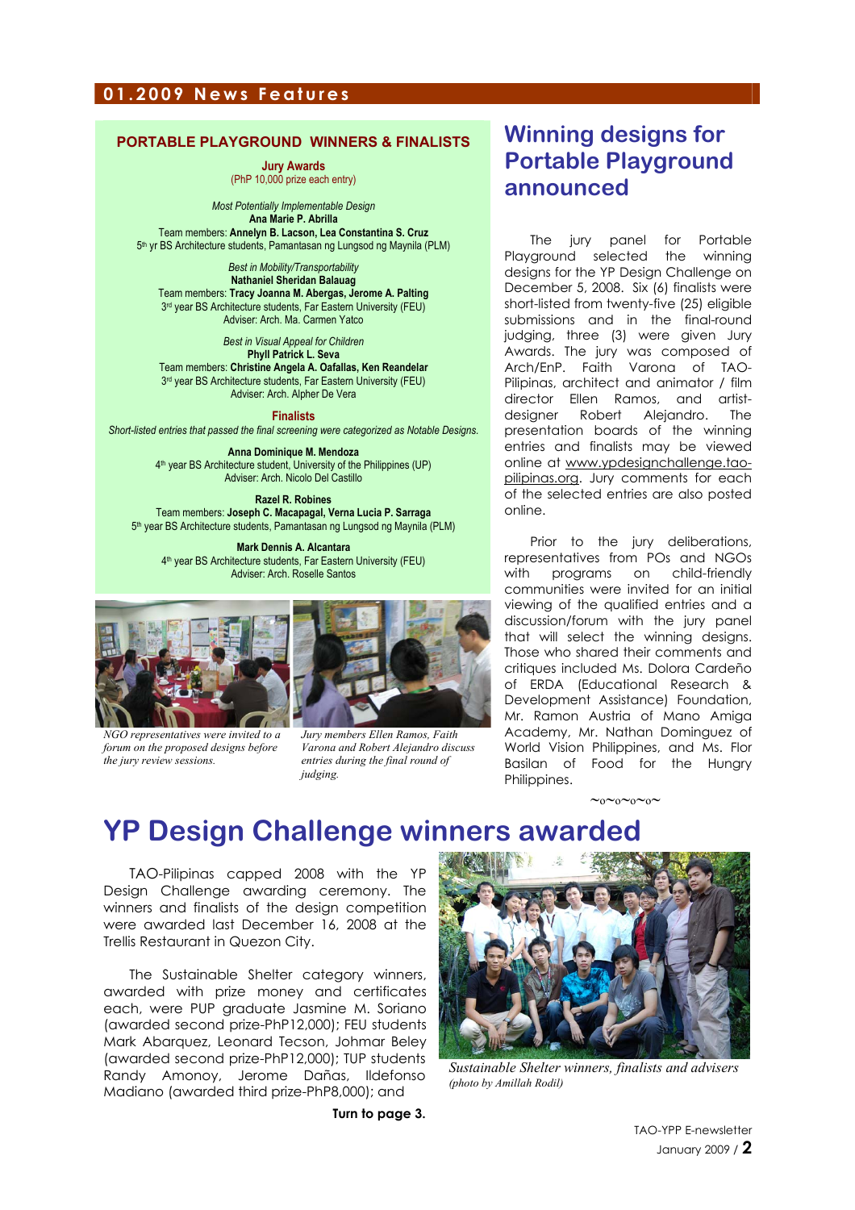## 01.2009 News Features

### PORTABLE PLAYGROUND WINNERS & FINALISTS

**Jury Awards**
(PhP 10,000 prize each entry)

*Most Potentially Implementable Design*
**Ana Marie P. Abrilla**
Team members: **Annelyn B. Lacson, Lea Constantina S. Cruz**
5th yr BS Architecture students, Pamantasan ng Lungsod ng Maynila (PLM)

*Best in Mobility/Transportability*
**Nathaniel Sheridan Balauag**
Team members: **Tracy Joanna M. Abergas, Jerome A. Palting**
3rd year BS Architecture students, Far Eastern University (FEU)
Adviser: Arch. Ma. Carmen Yatco

*Best in Visual Appeal for Children*
**Phyll Patrick L. Seva**
Team members: **Christine Angela A. Oafallas, Ken Reandelar**
3rd year BS Architecture students, Far Eastern University (FEU)
Adviser: Arch. Alpher De Vera

**Finalists**
*Short-listed entries that passed the final screening were categorized as Notable Designs.*

**Anna Dominique M. Mendoza**
4th year BS Architecture student, University of the Philippines (UP)
Adviser: Arch. Nicolo Del Castillo

**Razel R. Robines**
Team members: **Joseph C. Macapagal, Verna Lucia P. Sarraga**
5th year BS Architecture students, Pamantasan ng Lungsod ng Maynila (PLM)

**Mark Dennis A. Alcantara**
4th year BS Architecture students, Far Eastern University (FEU)
Adviser: Arch. Roselle Santos

*NGO representatives were invited to a forum on the proposed designs before the jury review sessions.*

*Jury members Ellen Ramos, Faith Varona and Robert Alejandro discuss entries during the final round of judging.*

## Winning designs for Portable Playground announced

The jury panel for Portable Playground selected the winning designs for the YP Design Challenge on December 5, 2008. Six (6) finalists were short-listed from twenty-five (25) eligible submissions and in the final-round judging, three (3) were given Jury Awards. The jury was composed of Arch/EnP. Faith Varona of TAO-Pilipinas, architect and animator / film director Ellen Ramos, and artist-designer Robert Alejandro. The presentation boards of the winning entries and finalists may be viewed online at www.ypdesignchallenge.tao-pilipinas.org. Jury comments for each of the selected entries are also posted online.

Prior to the jury deliberations, representatives from POs and NGOs with programs on child-friendly communities were invited for an initial viewing of the qualified entries and a discussion/forum with the jury panel that will select the winning designs. Those who shared their comments and critiques included Ms. Dolora Cardeño of ERDA (Educational Research & Development Assistance) Foundation, Mr. Ramon Austria of Mano Amiga Academy, Mr. Nathan Dominguez of World Vision Philippines, and Ms. Flor Basilan of Food for the Hungry Philippines.

~o~o~o~o~

# YP Design Challenge winners awarded

TAO-Pilipinas capped 2008 with the YP Design Challenge awarding ceremony. The winners and finalists of the design competition were awarded last December 16, 2008 at the Trellis Restaurant in Quezon City.

The Sustainable Shelter category winners, awarded with prize money and certificates each, were PUP graduate Jasmine M. Soriano (awarded second prize-PhP12,000); FEU students Mark Abarquez, Leonard Tecson, Johmar Beley (awarded second prize-PhP12,000); TUP students Randy Amonoy, Jerome Dañas, Ildefonso Madiano (awarded third prize-PhP8,000); and

**Turn to page 3.**

*Sustainable Shelter winners, finalists and advisers*
*(photo by Amillah Rodil)*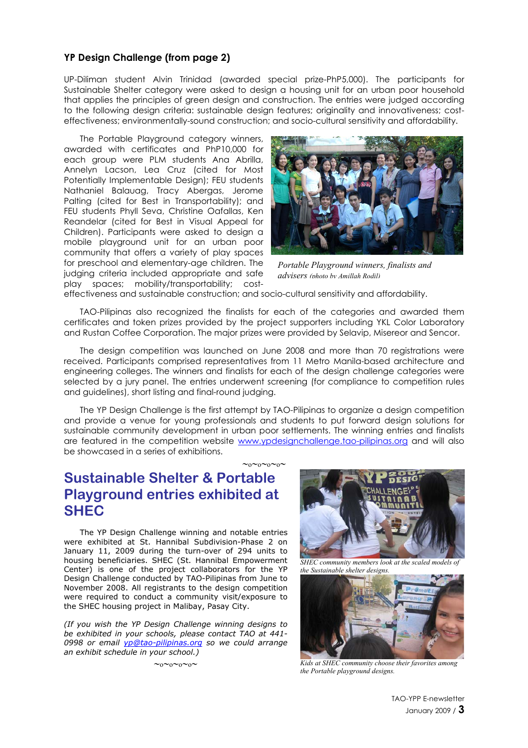## YP Design Challenge (from page 2)

UP-Diliman student Alvin Trinidad (awarded special prize-PhP5,000). The participants for Sustainable Shelter category were asked to design a housing unit for an urban poor household that applies the principles of green design and construction. The entries were judged according to the following design criteria: sustainable design features; originality and innovativeness; cost-effectiveness; environmentally-sound construction; and socio-cultural sensitivity and affordability.

The Portable Playground category winners, awarded with certificates and PhP10,000 for each group were PLM students Ana Abrilla, Annelyn Lacson, Lea Cruz (cited for Most Potentially Implementable Design); FEU students Nathaniel Balauag, Tracy Abergas, Jerome Palting (cited for Best in Transportability); and FEU students Phyll Seva, Christine Oafallas, Ken Reandelar (cited for Best in Visual Appeal for Children). Participants were asked to design a mobile playground unit for an urban poor community that offers a variety of play spaces for preschool and elementary-age children. The judging criteria included appropriate and safe play spaces; mobility/transportability; cost-effectiveness and sustainable construction; and socio-cultural sensitivity and affordability.

*Portable Playground winners, finalists and advisers (photo by Amillah Rodil)*

TAO-Pilipinas also recognized the finalists for each of the categories and awarded them certificates and token prizes provided by the project supporters including YKL Color Laboratory and Rustan Coffee Corporation. The major prizes were provided by Selavip, Misereor and Sencor.

The design competition was launched on June 2008 and more than 70 registrations were received. Participants comprised representatives from 11 Metro Manila-based architecture and engineering colleges. The winners and finalists for each of the design challenge categories were selected by a jury panel. The entries underwent screening (for compliance to competition rules and guidelines), short listing and final-round judging.

The YP Design Challenge is the first attempt by TAO-Pilipinas to organize a design competition and provide a venue for young professionals and students to put forward design solutions for sustainable community development in urban poor settlements. The winning entries and finalists are featured in the competition website www.ypdesignchallenge.tao-pilipinas.org and will also be showcased in a series of exhibitions.

~o~o~o~o~

## Sustainable Shelter & Portable Playground entries exhibited at SHEC

The YP Design Challenge winning and notable entries were exhibited at St. Hannibal Subdivision-Phase 2 on January 11, 2009 during the turn-over of 294 units to housing beneficiaries. SHEC (St. Hannibal Empowerment Center) is one of the project collaborators for the YP Design Challenge conducted by TAO-Pilipinas from June to November 2008. All registrants to the design competition were required to conduct a community visit/exposure to the SHEC housing project in Malibay, Pasay City.

*(If you wish the YP Design Challenge winning designs to be exhibited in your schools, please contact TAO at 441-0998 or email yp@tao-pilipinas.org so we could arrange an exhibit schedule in your school.)*

~o~o~o~o~

*SHEC community members look at the scaled models of the Sustainable shelter designs.*

*Kids at SHEC community choose their favorites among the Portable playground designs.*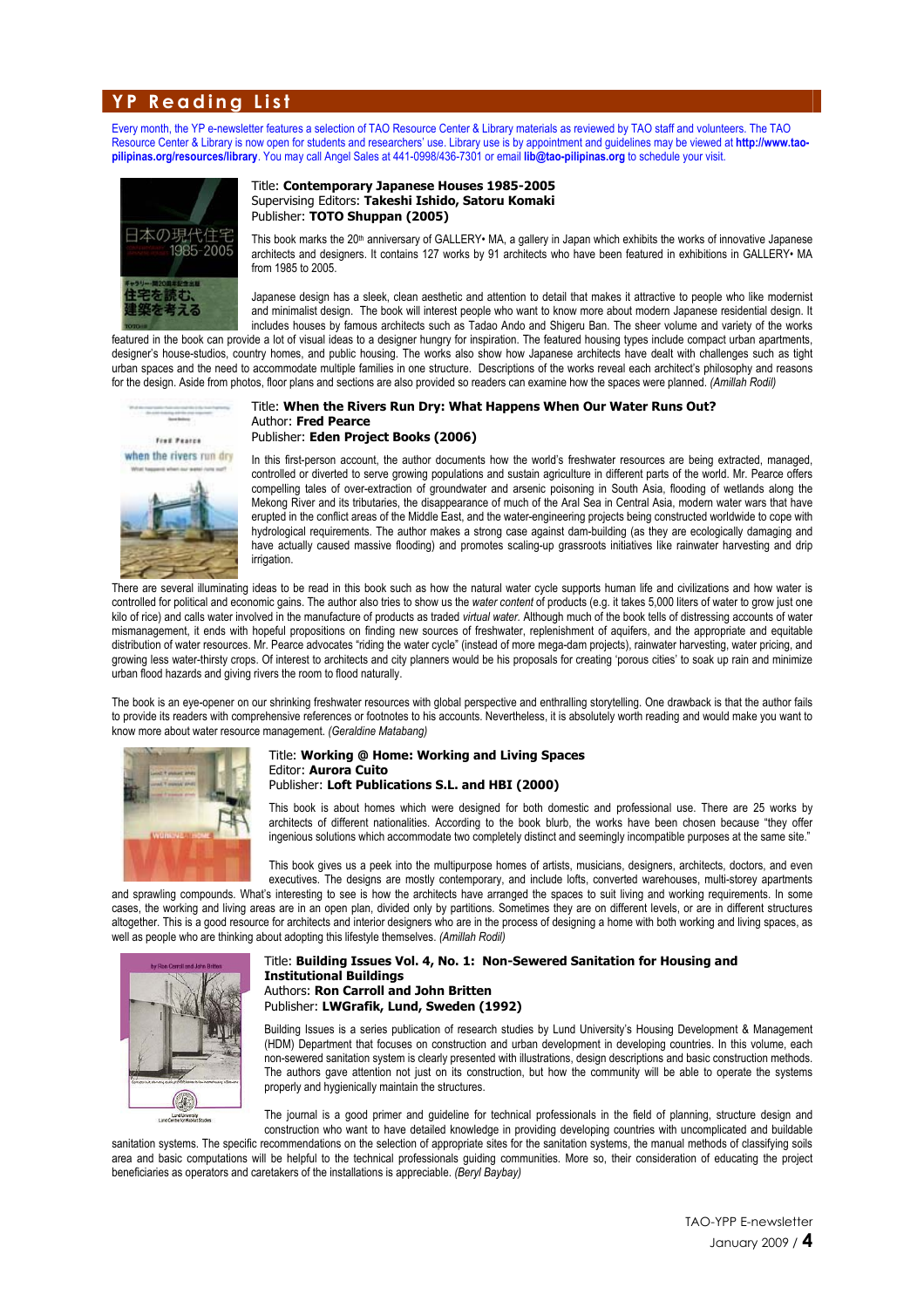## YP Reading List

Every month, the YP e-newsletter features a selection of TAO Resource Center & Library materials as reviewed by TAO staff and volunteers. The TAO Resource Center & Library is now open for students and researchers' use. Library use is by appointment and guidelines may be viewed at **http://www.tao-pilipinas.org/resources/library**. You may call Angel Sales at 441-0998/436-7301 or email **lib@tao-pilipinas.org** to schedule your visit.

Title: **Contemporary Japanese Houses 1985-2005**
Supervising Editors: **Takeshi Ishido, Satoru Komaki**
Publisher: **TOTO Shuppan (2005)**

This book marks the 20th anniversary of GALLERY• MA, a gallery in Japan which exhibits the works of innovative Japanese architects and designers. It contains 127 works by 91 architects who have been featured in exhibitions in GALLERY• MA from 1985 to 2005.

Japanese design has a sleek, clean aesthetic and attention to detail that makes it attractive to people who like modernist and minimalist design. The book will interest people who want to know more about modern Japanese residential design. It includes houses by famous architects such as Tadao Ando and Shigeru Ban. The sheer volume and variety of the works featured in the book can provide a lot of visual ideas to a designer hungry for inspiration. The featured housing types include compact urban apartments, designer's house-studios, country homes, and public housing. The works also show how Japanese architects have dealt with challenges such as tight urban spaces and the need to accommodate multiple families in one structure. Descriptions of the works reveal each architect's philosophy and reasons for the design. Aside from photos, floor plans and sections are also provided so readers can examine how the spaces were planned. *(Amillah Rodil)*

Title: **When the Rivers Run Dry: What Happens When Our Water Runs Out?**
Author: **Fred Pearce**
Publisher: **Eden Project Books (2006)**

In this first-person account, the author documents how the world's freshwater resources are being extracted, managed, controlled or diverted to serve growing populations and sustain agriculture in different parts of the world. Mr. Pearce offers compelling tales of over-extraction of groundwater and arsenic poisoning in South Asia, flooding of wetlands along the Mekong River and its tributaries, the disappearance of much of the Aral Sea in Central Asia, modern water wars that have erupted in the conflict areas of the Middle East, and the water-engineering projects being constructed worldwide to cope with hydrological requirements. The author makes a strong case against dam-building (as they are ecologically damaging and have actually caused massive flooding) and promotes scaling-up grassroots initiatives like rainwater harvesting and drip irrigation.

There are several illuminating ideas to be read in this book such as how the natural water cycle supports human life and civilizations and how water is controlled for political and economic gains. The author also tries to show us the *water content* of products (e.g. it takes 5,000 liters of water to grow just one kilo of rice) and calls water involved in the manufacture of products as traded *virtual water*. Although much of the book tells of distressing accounts of water mismanagement, it ends with hopeful propositions on finding new sources of freshwater, replenishment of aquifers, and the appropriate and equitable distribution of water resources. Mr. Pearce advocates "riding the water cycle" (instead of more mega-dam projects), rainwater harvesting, water pricing, and growing less water-thirsty crops. Of interest to architects and city planners would be his proposals for creating 'porous cities' to soak up rain and minimize urban flood hazards and giving rivers the room to flood naturally.

The book is an eye-opener on our shrinking freshwater resources with global perspective and enthralling storytelling. One drawback is that the author fails to provide its readers with comprehensive references or footnotes to his accounts. Nevertheless, it is absolutely worth reading and would make you want to know more about water resource management. *(Geraldine Matabang)*

Title: **Working @ Home: Working and Living Spaces**
Editor: **Aurora Cuito**
Publisher: **Loft Publications S.L. and HBI (2000)**

This book is about homes which were designed for both domestic and professional use. There are 25 works by architects of different nationalities. According to the book blurb, the works have been chosen because "they offer ingenious solutions which accommodate two completely distinct and seemingly incompatible purposes at the same site."

This book gives us a peek into the multipurpose homes of artists, musicians, designers, architects, doctors, and even executives. The designs are mostly contemporary, and include lofts, converted warehouses, multi-storey apartments and sprawling compounds. What's interesting to see is how the architects have arranged the spaces to suit living and working requirements. In some cases, the working and living areas are in an open plan, divided only by partitions. Sometimes they are on different levels, or are in different structures altogether. This is a good resource for architects and interior designers who are in the process of designing a home with both working and living spaces, as well as people who are thinking about adopting this lifestyle themselves. *(Amillah Rodil)*

Title: **Building Issues Vol. 4, No. 1: Non-Sewered Sanitation for Housing and Institutional Buildings**
Authors: **Ron Carroll and John Britten**
Publisher: **LWGrafik, Lund, Sweden (1992)**

Building Issues is a series publication of research studies by Lund University's Housing Development & Management (HDM) Department that focuses on construction and urban development in developing countries. In this volume, each non-sewered sanitation system is clearly presented with illustrations, design descriptions and basic construction methods. The authors gave attention not just on its construction, but how the community will be able to operate the systems properly and hygienically maintain the structures.

The journal is a good primer and guideline for technical professionals in the field of planning, structure design and construction who want to have detailed knowledge in providing developing countries with uncomplicated and buildable sanitation systems. The specific recommendations on the selection of appropriate sites for the sanitation systems, the manual methods of classifying soils area and basic computations will be helpful to the technical professionals guiding communities. More so, their consideration of educating the project beneficiaries as operators and caretakers of the installations is appreciable. *(Beryl Baybay)*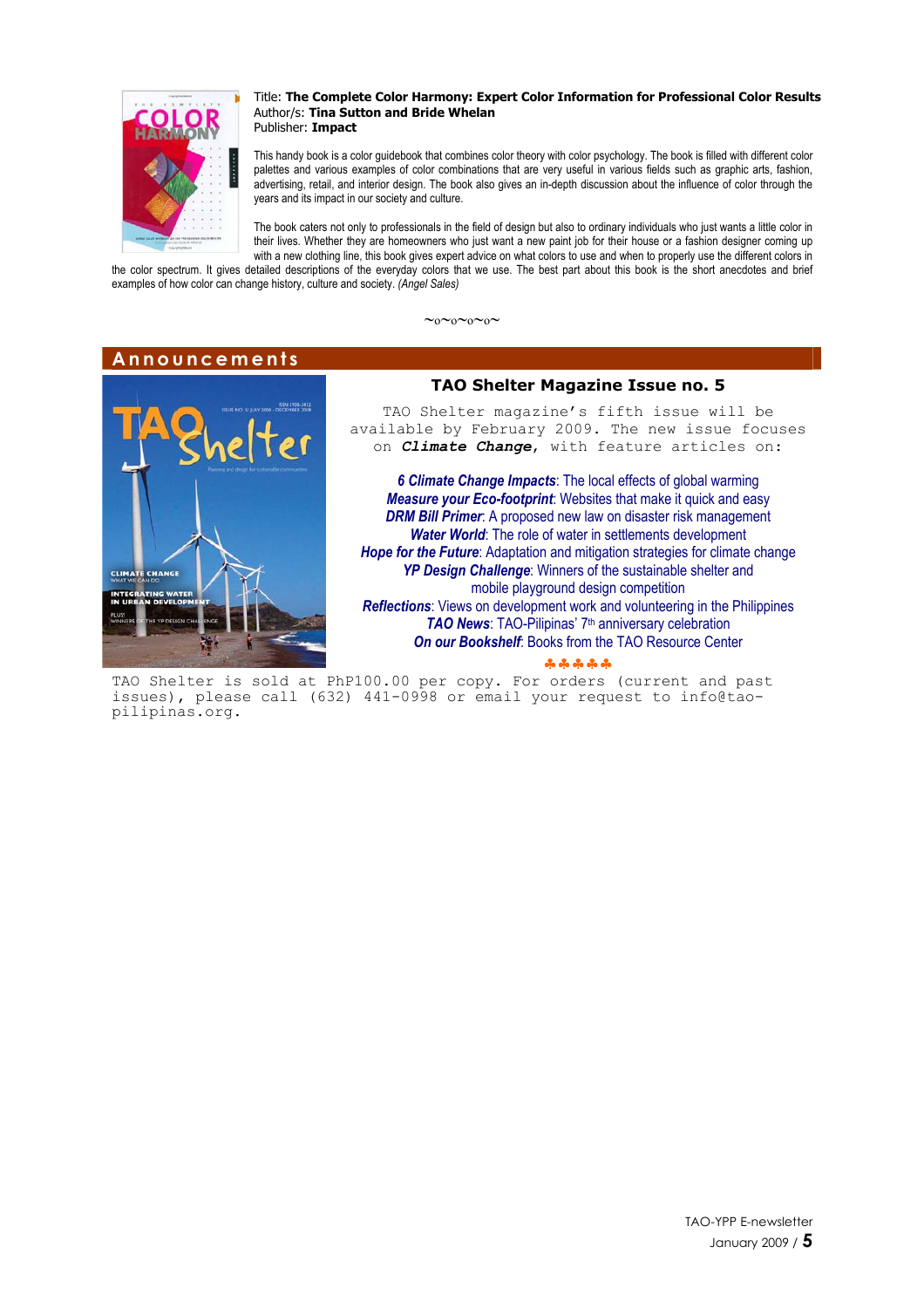Title: **The Complete Color Harmony: Expert Color Information for Professional Color Results**
Author/s: **Tina Sutton and Bride Whelan**
Publisher: **Impact**

This handy book is a color guidebook that combines color theory with color psychology. The book is filled with different color palettes and various examples of color combinations that are very useful in various fields such as graphic arts, fashion, advertising, retail, and interior design. The book also gives an in-depth discussion about the influence of color through the years and its impact in our society and culture.

The book caters not only to professionals in the field of design but also to ordinary individuals who just wants a little color in their lives. Whether they are homeowners who just want a new paint job for their house or a fashion designer coming up with a new clothing line, this book gives expert advice on what colors to use and when to properly use the different colors in the color spectrum. It gives detailed descriptions of the everyday colors that we use. The best part about this book is the short anecdotes and brief examples of how color can change history, culture and society. *(Angel Sales)*

~o~o~o~o~

## Announcements

### TAO Shelter Magazine Issue no. 5

TAO Shelter magazine's fifth issue will be available by February 2009. The new issue focuses on ***Climate Change***, with feature articles on:

***6 Climate Change Impacts***: The local effects of global warming
***Measure your Eco-footprint***: Websites that make it quick and easy
***DRM Bill Primer***: A proposed new law on disaster risk management
***Water World***: The role of water in settlements development
***Hope for the Future***: Adaptation and mitigation strategies for climate change
***YP Design Challenge***: Winners of the sustainable shelter and mobile playground design competition
***Reflections***: Views on development work and volunteering in the Philippines
***TAO News***: TAO-Pilipinas' 7th anniversary celebration
***On our Bookshelf***: Books from the TAO Resource Center

♣♣♣♣♣

TAO Shelter is sold at PhP100.00 per copy. For orders (current and past issues), please call (632) 441-0998 or email your request to info@tao-pilipinas.org.